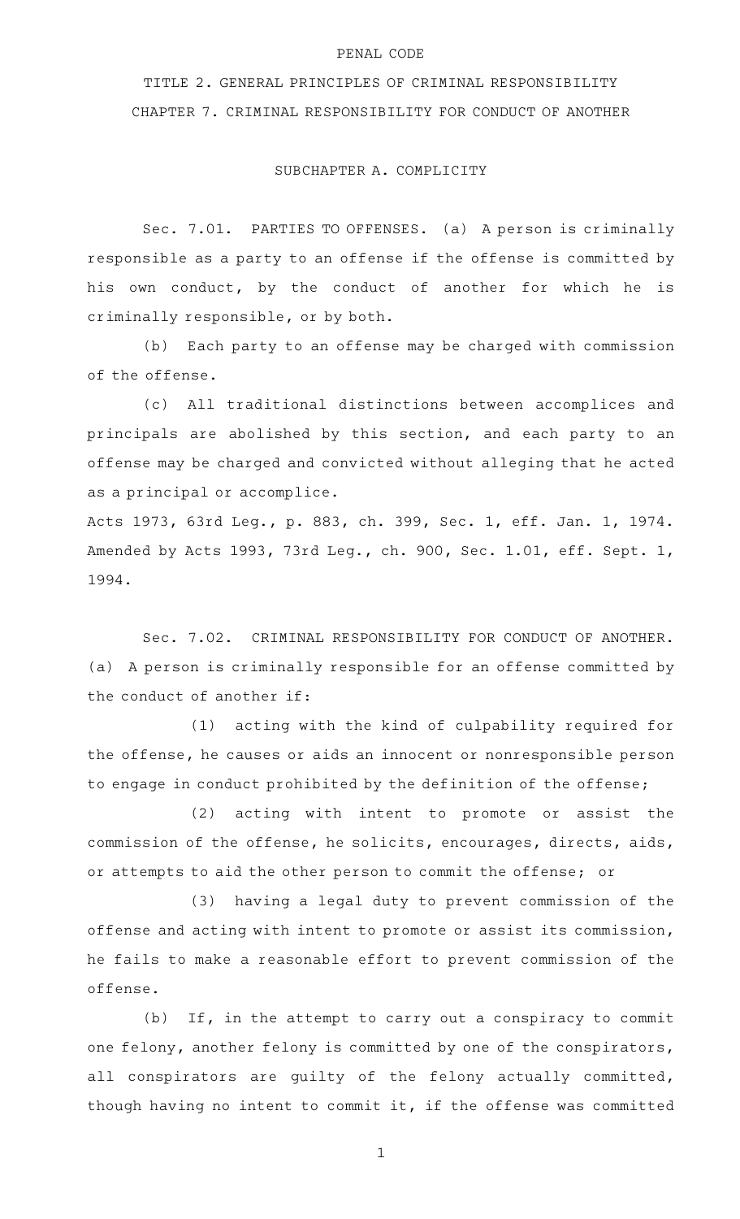PENAL CODE

# TITLE 2. GENERAL PRINCIPLES OF CRIMINAL RESPONSIBILITY

## CHAPTER 7. CRIMINAL RESPONSIBILITY FOR CONDUCT OF ANOTHER

### SUBCHAPTER A. COMPLICITY

Sec. 7.01. PARTIES TO OFFENSES. (a) A person is criminally responsible as a party to an offense if the offense is committed by his own conduct, by the conduct of another for which he is criminally responsible, or by both.

(b) Each party to an offense may be charged with commission of the offense.

(c) All traditional distinctions between accomplices and principals are abolished by this section, and each party to an offense may be charged and convicted without alleging that he acted as a principal or accomplice.

Acts 1973, 63rd Leg., p. 883, ch. 399, Sec. 1, eff. Jan. 1, 1974. Amended by Acts 1993, 73rd Leg., ch. 900, Sec. 1.01, eff. Sept. 1, 1994.

Sec. 7.02. CRIMINAL RESPONSIBILITY FOR CONDUCT OF ANOTHER. (a) A person is criminally responsible for an offense committed by the conduct of another if:

(1) acting with the kind of culpability required for the offense, he causes or aids an innocent or nonresponsible person to engage in conduct prohibited by the definition of the offense;

(2) acting with intent to promote or assist the commission of the offense, he solicits, encourages, directs, aids, or attempts to aid the other person to commit the offense; or

(3) having a legal duty to prevent commission of the offense and acting with intent to promote or assist its commission, he fails to make a reasonable effort to prevent commission of the offense.

(b) If, in the attempt to carry out a conspiracy to commit one felony, another felony is committed by one of the conspirators, all conspirators are guilty of the felony actually committed, though having no intent to commit it, if the offense was committed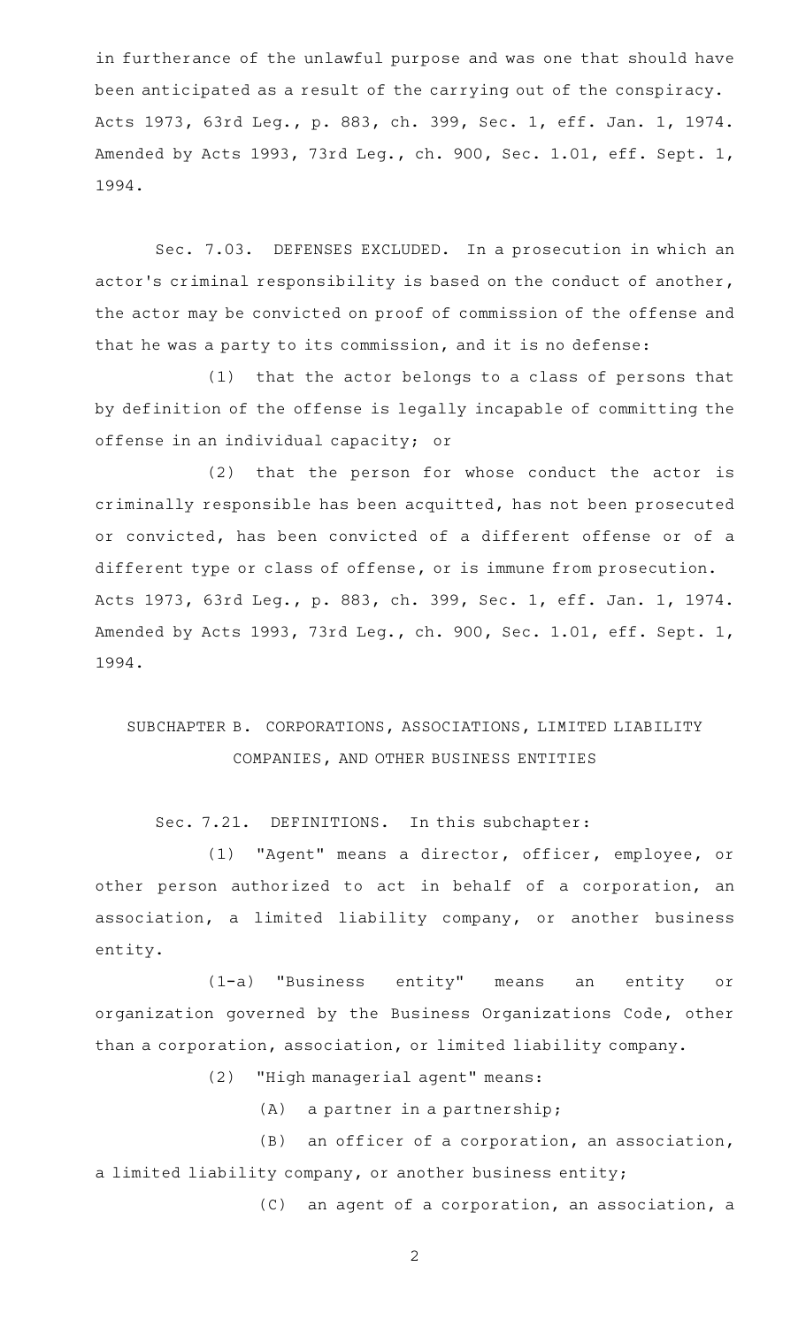in furtherance of the unlawful purpose and was one that should have been anticipated as a result of the carrying out of the conspiracy.
Acts 1973, 63rd Leg., p. 883, ch. 399, Sec. 1, eff. Jan. 1, 1974.
Amended by Acts 1993, 73rd Leg., ch. 900, Sec. 1.01, eff. Sept. 1, 1994.

Sec. 7.03. DEFENSES EXCLUDED. In a prosecution in which an actor's criminal responsibility is based on the conduct of another, the actor may be convicted on proof of commission of the offense and that he was a party to its commission, and it is no defense:

(1) that the actor belongs to a class of persons that by definition of the offense is legally incapable of committing the offense in an individual capacity; or

(2) that the person for whose conduct the actor is criminally responsible has been acquitted, has not been prosecuted or convicted, has been convicted of a different offense or of a different type or class of offense, or is immune from prosecution.
Acts 1973, 63rd Leg., p. 883, ch. 399, Sec. 1, eff. Jan. 1, 1974.
Amended by Acts 1993, 73rd Leg., ch. 900, Sec. 1.01, eff. Sept. 1, 1994.

## SUBCHAPTER B. CORPORATIONS, ASSOCIATIONS, LIMITED LIABILITY COMPANIES, AND OTHER BUSINESS ENTITIES

Sec. 7.21. DEFINITIONS. In this subchapter:

(1) "Agent" means a director, officer, employee, or other person authorized to act in behalf of a corporation, an association, a limited liability company, or another business entity.

(1-a) "Business entity" means an entity or organization governed by the Business Organizations Code, other than a corporation, association, or limited liability company.

(2) "High managerial agent" means:

(A) a partner in a partnership;

(B) an officer of a corporation, an association, a limited liability company, or another business entity;

(C) an agent of a corporation, an association, a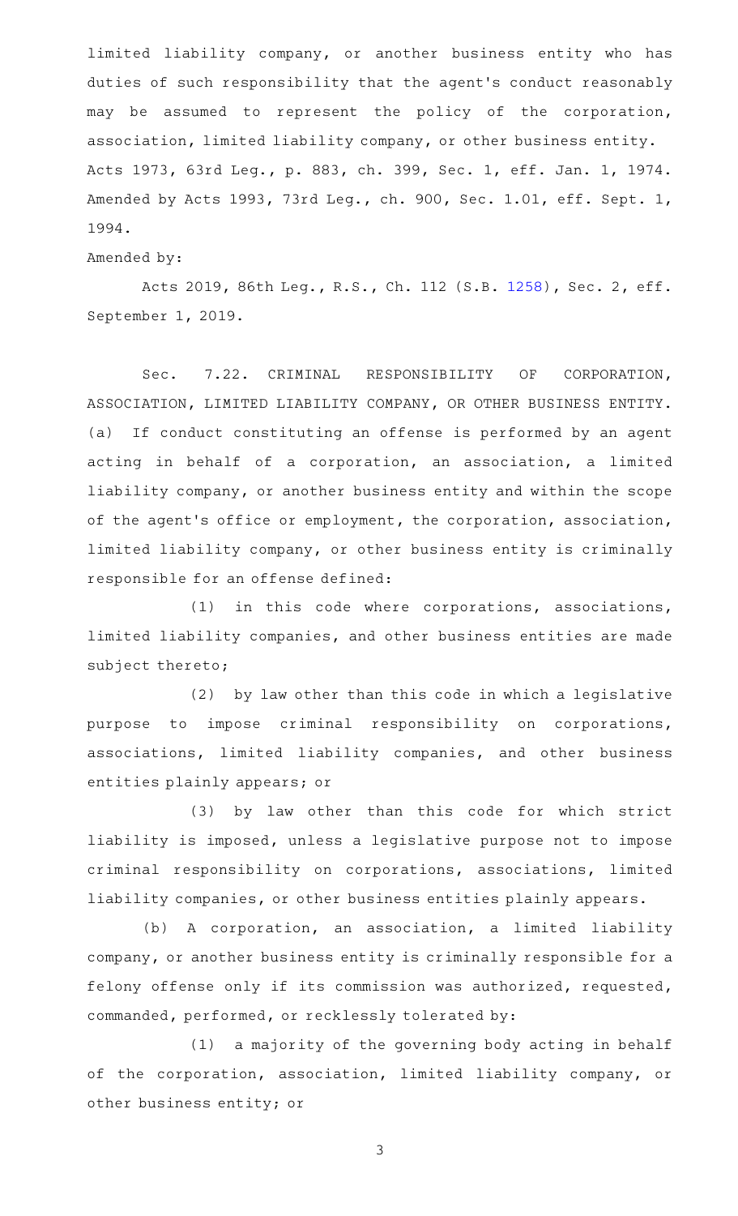limited liability company, or another business entity who has duties of such responsibility that the agent's conduct reasonably may be assumed to represent the policy of the corporation, association, limited liability company, or other business entity.

Acts 1973, 63rd Leg., p. 883, ch. 399, Sec. 1, eff. Jan. 1, 1974. Amended by Acts 1993, 73rd Leg., ch. 900, Sec. 1.01, eff. Sept. 1, 1994.

Amended by:

Acts 2019, 86th Leg., R.S., Ch. 112 (S.B. 1258), Sec. 2, eff. September 1, 2019.

Sec. 7.22. CRIMINAL RESPONSIBILITY OF CORPORATION, ASSOCIATION, LIMITED LIABILITY COMPANY, OR OTHER BUSINESS ENTITY. (a) If conduct constituting an offense is performed by an agent acting in behalf of a corporation, an association, a limited liability company, or another business entity and within the scope of the agent's office or employment, the corporation, association, limited liability company, or other business entity is criminally responsible for an offense defined:

(1) in this code where corporations, associations, limited liability companies, and other business entities are made subject thereto;

(2) by law other than this code in which a legislative purpose to impose criminal responsibility on corporations, associations, limited liability companies, and other business entities plainly appears; or

(3) by law other than this code for which strict liability is imposed, unless a legislative purpose not to impose criminal responsibility on corporations, associations, limited liability companies, or other business entities plainly appears.

(b) A corporation, an association, a limited liability company, or another business entity is criminally responsible for a felony offense only if its commission was authorized, requested, commanded, performed, or recklessly tolerated by:

(1) a majority of the governing body acting in behalf of the corporation, association, limited liability company, or other business entity; or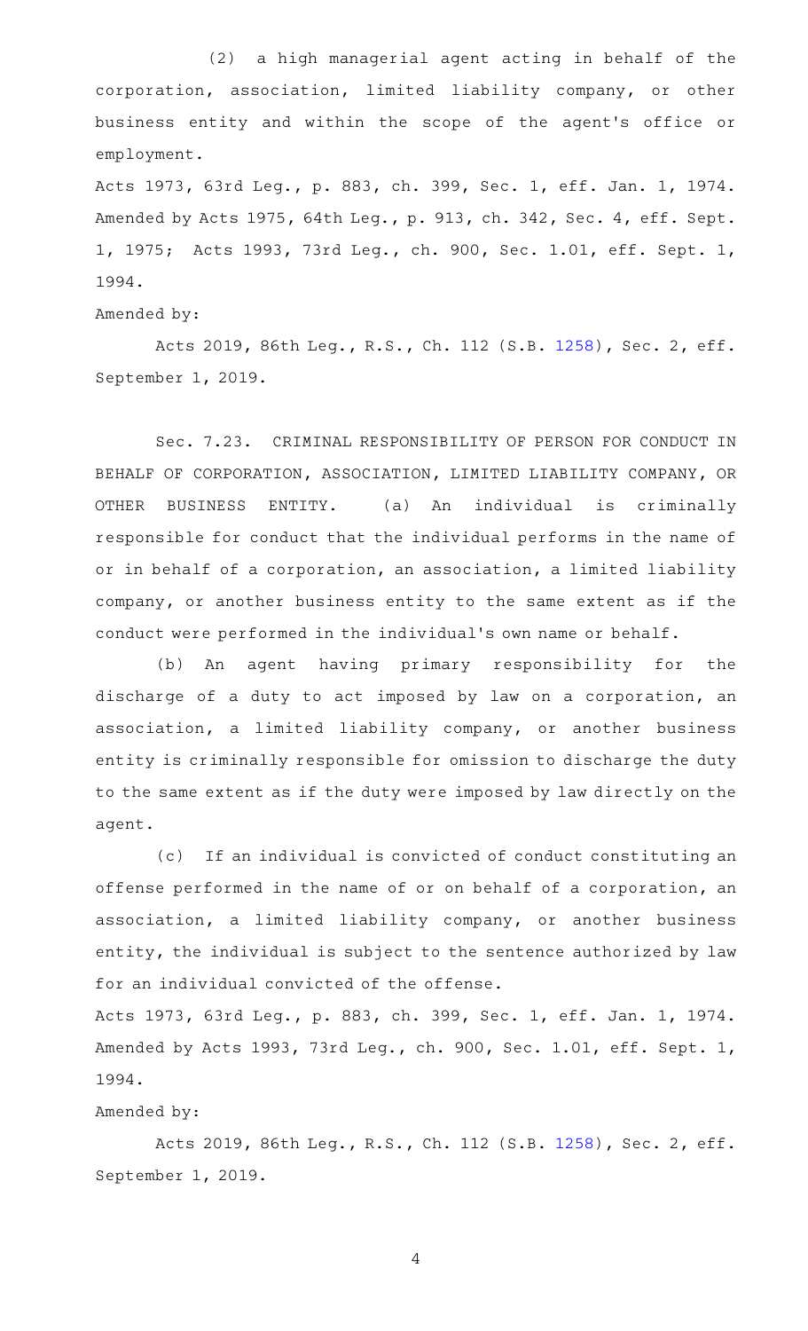(2) a high managerial agent acting in behalf of the corporation, association, limited liability company, or other business entity and within the scope of the agent's office or employment.

Acts 1973, 63rd Leg., p. 883, ch. 399, Sec. 1, eff. Jan. 1, 1974. Amended by Acts 1975, 64th Leg., p. 913, ch. 342, Sec. 4, eff. Sept. 1, 1975; Acts 1993, 73rd Leg., ch. 900, Sec. 1.01, eff. Sept. 1, 1994.

Amended by:

Acts 2019, 86th Leg., R.S., Ch. 112 (S.B. 1258), Sec. 2, eff. September 1, 2019.

Sec. 7.23. CRIMINAL RESPONSIBILITY OF PERSON FOR CONDUCT IN BEHALF OF CORPORATION, ASSOCIATION, LIMITED LIABILITY COMPANY, OR OTHER BUSINESS ENTITY. (a) An individual is criminally responsible for conduct that the individual performs in the name of or in behalf of a corporation, an association, a limited liability company, or another business entity to the same extent as if the conduct were performed in the individual's own name or behalf.

(b) An agent having primary responsibility for the discharge of a duty to act imposed by law on a corporation, an association, a limited liability company, or another business entity is criminally responsible for omission to discharge the duty to the same extent as if the duty were imposed by law directly on the agent.

(c) If an individual is convicted of conduct constituting an offense performed in the name of or on behalf of a corporation, an association, a limited liability company, or another business entity, the individual is subject to the sentence authorized by law for an individual convicted of the offense.

Acts 1973, 63rd Leg., p. 883, ch. 399, Sec. 1, eff. Jan. 1, 1974. Amended by Acts 1993, 73rd Leg., ch. 900, Sec. 1.01, eff. Sept. 1, 1994.

Amended by:

Acts 2019, 86th Leg., R.S., Ch. 112 (S.B. 1258), Sec. 2, eff. September 1, 2019.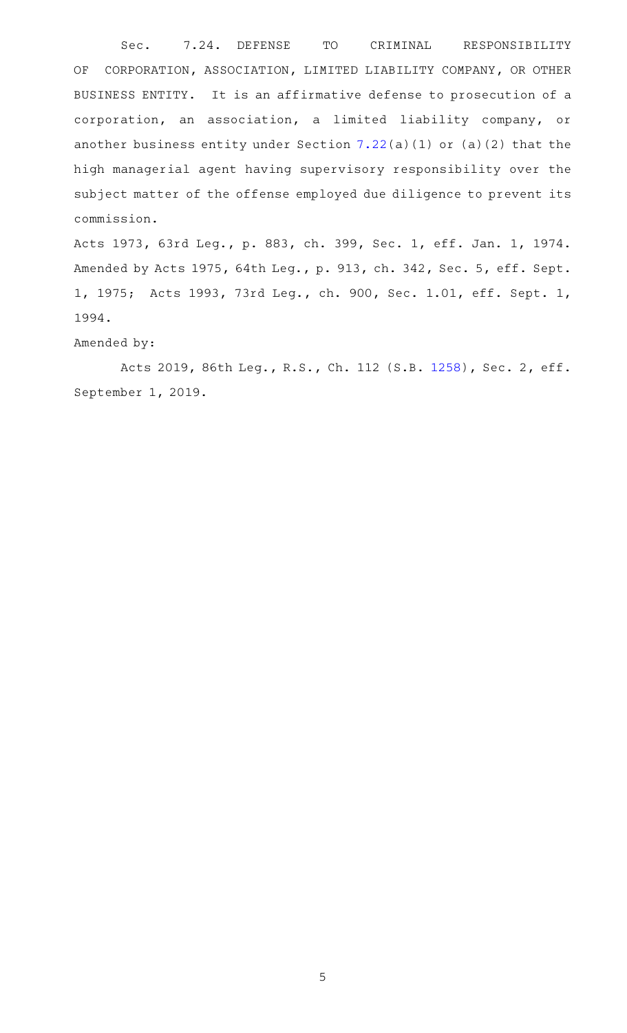Sec. 7.24. DEFENSE TO CRIMINAL RESPONSIBILITY OF CORPORATION, ASSOCIATION, LIMITED LIABILITY COMPANY, OR OTHER BUSINESS ENTITY. It is an affirmative defense to prosecution of a corporation, an association, a limited liability company, or another business entity under Section 7.22(a)(1) or (a)(2) that the high managerial agent having supervisory responsibility over the subject matter of the offense employed due diligence to prevent its commission.

Acts 1973, 63rd Leg., p. 883, ch. 399, Sec. 1, eff. Jan. 1, 1974. Amended by Acts 1975, 64th Leg., p. 913, ch. 342, Sec. 5, eff. Sept. 1, 1975; Acts 1993, 73rd Leg., ch. 900, Sec. 1.01, eff. Sept. 1, 1994.

Amended by:

Acts 2019, 86th Leg., R.S., Ch. 112 (S.B. 1258), Sec. 2, eff. September 1, 2019.